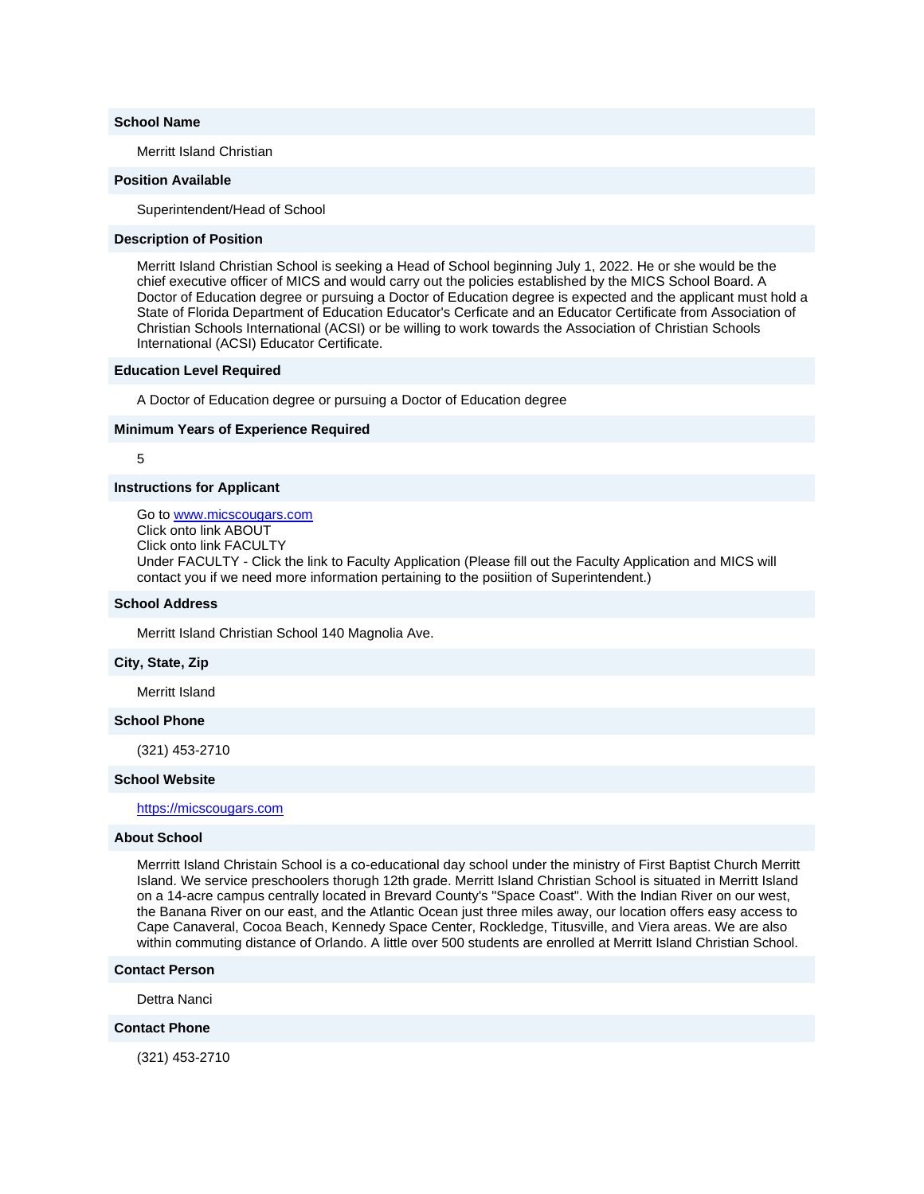**School Name**

Merritt Island Christian

**Position Available**

Superintendent/Head of School

**Description of Position**

Merritt Island Christian School is seeking a Head of School beginning July 1, 2022. He or she would be the chief executive officer of MICS and would carry out the policies established by the MICS School Board. A Doctor of Education degree or pursuing a Doctor of Education degree is expected and the applicant must hold a State of Florida Department of Education Educator's Cerficate and an Educator Certificate from Association of Christian Schools International (ACSI) or be willing to work towards the Association of Christian Schools International (ACSI) Educator Certificate.

**Education Level Required**

A Doctor of Education degree or pursuing a Doctor of Education degree

**Minimum Years of Experience Required**

5

**Instructions for Applicant**

Go to [www.micscougars.com](http://www.micscougars.com)
Click onto link ABOUT
Click onto link FACULTY
Under FACULTY - Click the link to Faculty Application (Please fill out the Faculty Application and MICS will contact you if we need more information pertaining to the posiition of Superintendent.)

**School Address**

Merritt Island Christian School 140 Magnolia Ave.

**City, State, Zip**

Merritt Island

**School Phone**

(321) 453-2710

**School Website**

[https://micscougars.com](https://micscougars.com)

**About School**

Merrritt Island Christain School is a co-educational day school under the ministry of First Baptist Church Merritt Island. We service preschoolers thorugh 12th grade. Merritt Island Christian School is situated in Merritt Island on a 14-acre campus centrally located in Brevard County's "Space Coast". With the Indian River on our west, the Banana River on our east, and the Atlantic Ocean just three miles away, our location offers easy access to Cape Canaveral, Cocoa Beach, Kennedy Space Center, Rockledge, Titusville, and Viera areas. We are also within commuting distance of Orlando. A little over 500 students are enrolled at Merritt Island Christian School.

**Contact Person**

Dettra Nanci

**Contact Phone**

(321) 453-2710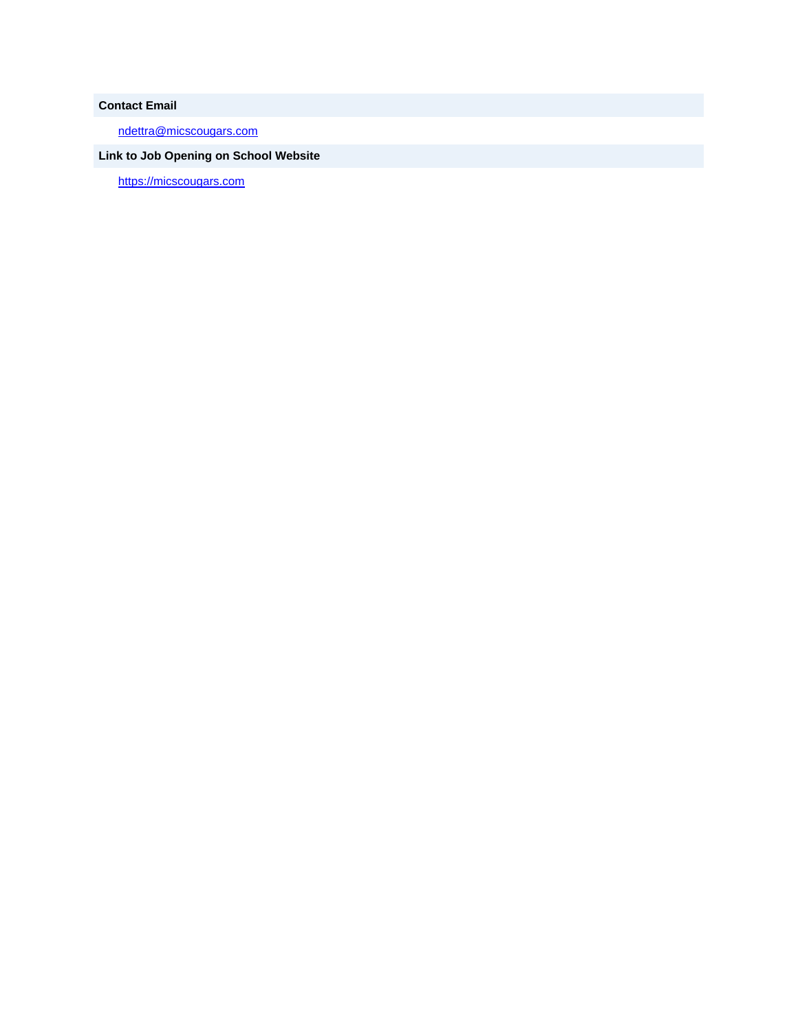**Contact Email**

ndettra@micscougars.com

**Link to Job Opening on School Website**

https://micscougars.com